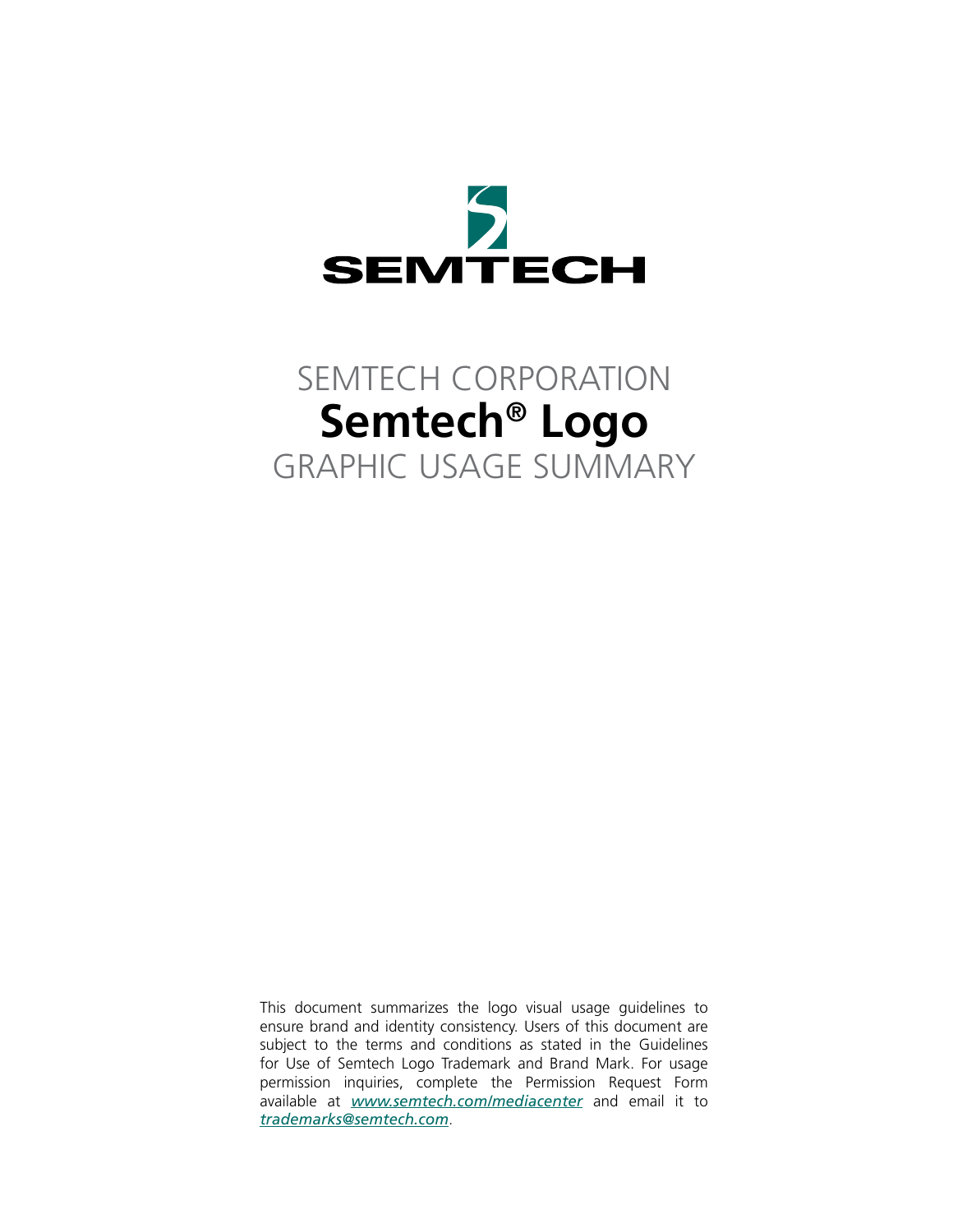SEMTECH

SEMTECH CORPORATION

# Semtech® Logo

GRAPHIC USAGE SUMMARY

This document summarizes the logo visual usage guidelines to ensure brand and identity consistency. Users of this document are subject to the terms and conditions as stated in the Guidelines for Use of Semtech Logo Trademark and Brand Mark. For usage permission inquiries, complete the Permission Request Form available at *www.semtech.com/mediacenter* and email it to *trademarks@semtech.com*.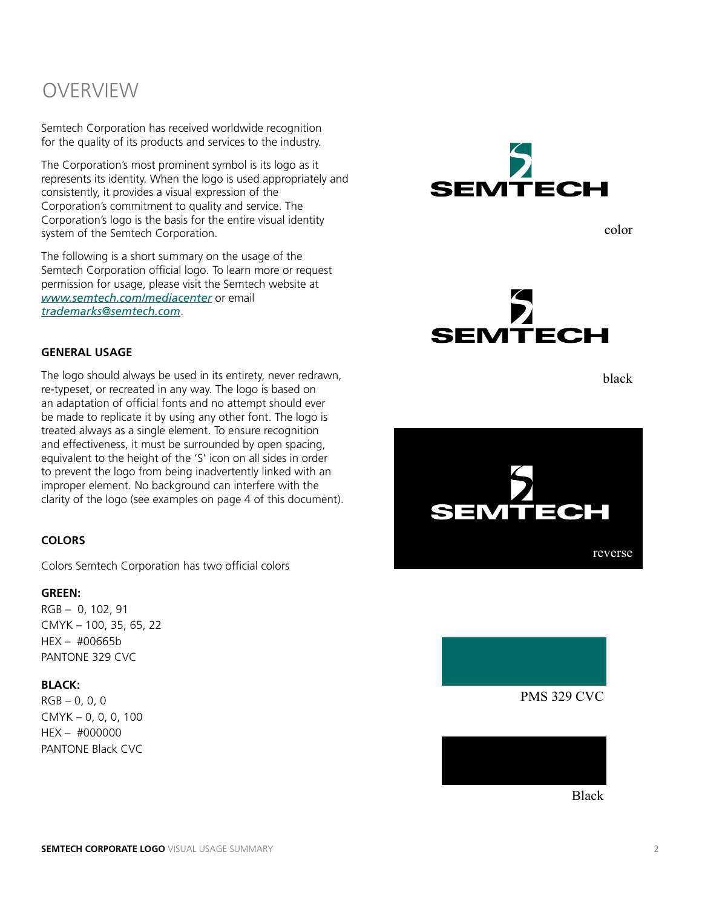# OVERVIEW

Semtech Corporation has received worldwide recognition for the quality of its products and services to the industry.

The Corporation's most prominent symbol is its logo as it represents its identity. When the logo is used appropriately and consistently, it provides a visual expression of the Corporation's commitment to quality and service. The Corporation's logo is the basis for the entire visual identity system of the Semtech Corporation.

The following is a short summary on the usage of the Semtech Corporation official logo. To learn more or request permission for usage, please visit the Semtech website at *www.semtech.com/mediacenter* or email *trademarks@semtech.com*.

color

black

reverse

### GENERAL USAGE

The logo should always be used in its entirety, never redrawn, re-typeset, or recreated in any way. The logo is based on an adaptation of official fonts and no attempt should ever be made to replicate it by using any other font. The logo is treated always as a single element. To ensure recognition and effectiveness, it must be surrounded by open spacing, equivalent to the height of the 'S' icon on all sides in order to prevent the logo from being inadvertently linked with an improper element. No background can interfere with the clarity of the logo (see examples on page 4 of this document).

### COLORS

Colors Semtech Corporation has two official colors

**GREEN:**
RGB – 0, 102, 91
CMYK – 100, 35, 65, 22
HEX – #00665b
PANTONE 329 CVC

**BLACK:**
RGB – 0, 0, 0
CMYK – 0, 0, 0, 100
HEX – #000000
PANTONE Black CVC

PMS 329 CVC

Black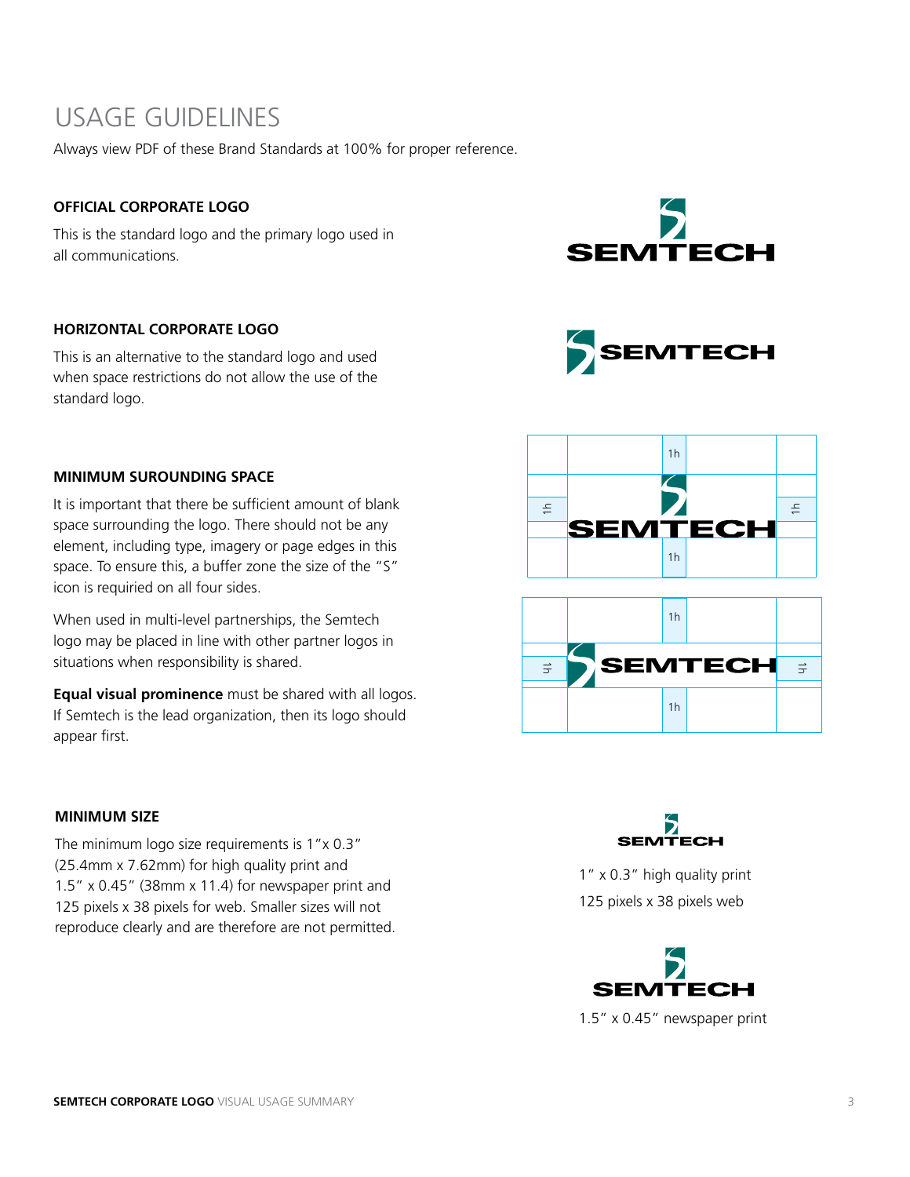# USAGE GUIDELINES

Always view PDF of these Brand Standards at 100% for proper reference.

### OFFICIAL CORPORATE LOGO

This is the standard logo and the primary logo used in all communications.

### HORIZONTAL CORPORATE LOGO

This is an alternative to the standard logo and used when space restrictions do not allow the use of the standard logo.

### MINIMUM SUROUNDING SPACE

It is important that there be sufficient amount of blank space surrounding the logo. There should not be any element, including type, imagery or page edges in this space. To ensure this, a buffer zone the size of the "S" icon is requiried on all four sides.

When used in multi-level partnerships, the Semtech logo may be placed in line with other partner logos in situations when responsibility is shared.

**Equal visual prominence** must be shared with all logos. If Semtech is the lead organization, then its logo should appear first.

1h

1h

1h

1h

1h

1h

1h

1h

### MINIMUM SIZE

The minimum logo size requirements is 1"x 0.3" (25.4mm x 7.62mm) for high quality print and 1.5" x 0.45" (38mm x 11.4) for newspaper print and 125 pixels x 38 pixels for web. Smaller sizes will not reproduce clearly and are therefore are not permitted.

1" x 0.3" high quality print

125 pixels x 38 pixels web

1.5" x 0.45" newspaper print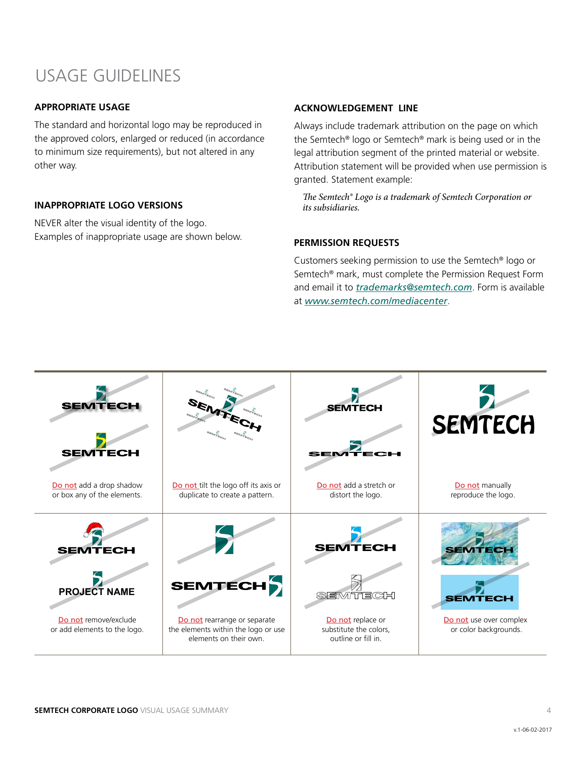# USAGE GUIDELINES

### APPROPRIATE USAGE

The standard and horizontal logo may be reproduced in the approved colors, enlarged or reduced (in accordance to minimum size requirements), but not altered in any other way.

### INAPPROPRIATE LOGO VERSIONS

NEVER alter the visual identity of the logo.
Examples of inappropriate usage are shown below.

### ACKNOWLEDGEMENT LINE

Always include trademark attribution on the page on which the Semtech® logo or Semtech® mark is being used or in the legal attribution segment of the printed material or website. Attribution statement will be provided when use permission is granted. Statement example:

*The Semtech® Logo is a trademark of Semtech Corporation or its subsidiaries.*

### PERMISSION REQUESTS

Customers seeking permission to use the Semtech® logo or Semtech® mark, must complete the Permission Request Form and email it to *trademarks@semtech.com*. Form is available at *www.semtech.com/mediacenter*.

Do not add a drop shadow or box any of the elements.

Do not tilt the logo off its axis or duplicate to create a pattern.

Do not add a stretch or distort the logo.

Do not manually reproduce the logo.

Do not remove/exclude or add elements to the logo.

Do not rearrange or separate the elements within the logo or use elements on their own.

Do not replace or substitute the colors, outline or fill in.

Do not use over complex or color backgrounds.

**SEMTECH CORPORATE LOGO** VISUAL USAGE SUMMARY

v.1-06-02-2017